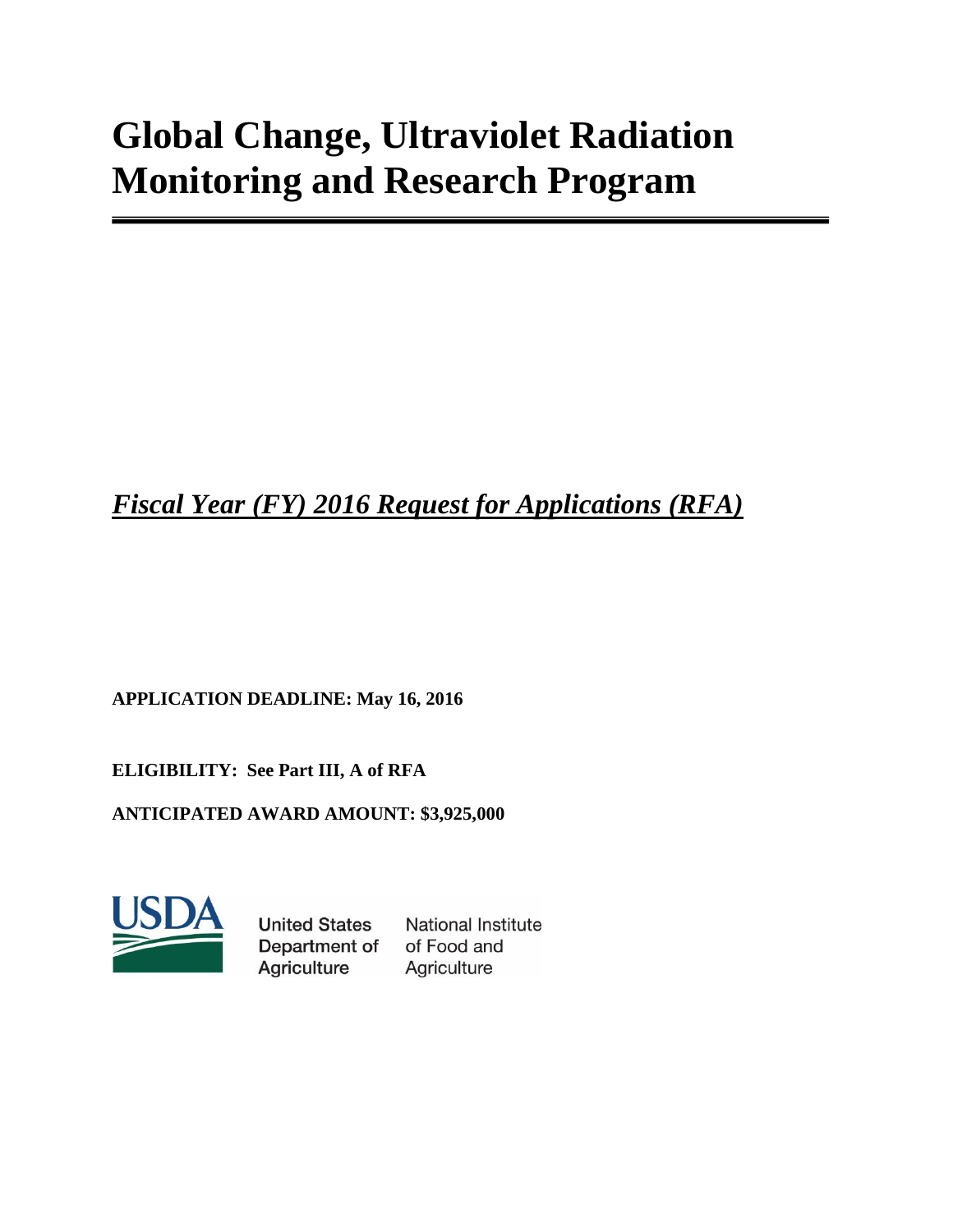# Global Change, Ultraviolet Radiation Monitoring and Research Program

***Fiscal Year (FY) 2016 Request for Applications (RFA)***

**APPLICATION DEADLINE: May 16, 2016**

**ELIGIBILITY: See Part III, A of RFA**

**ANTICIPATED AWARD AMOUNT: $3,925,000**

United States Department of Agriculture

National Institute of Food and Agriculture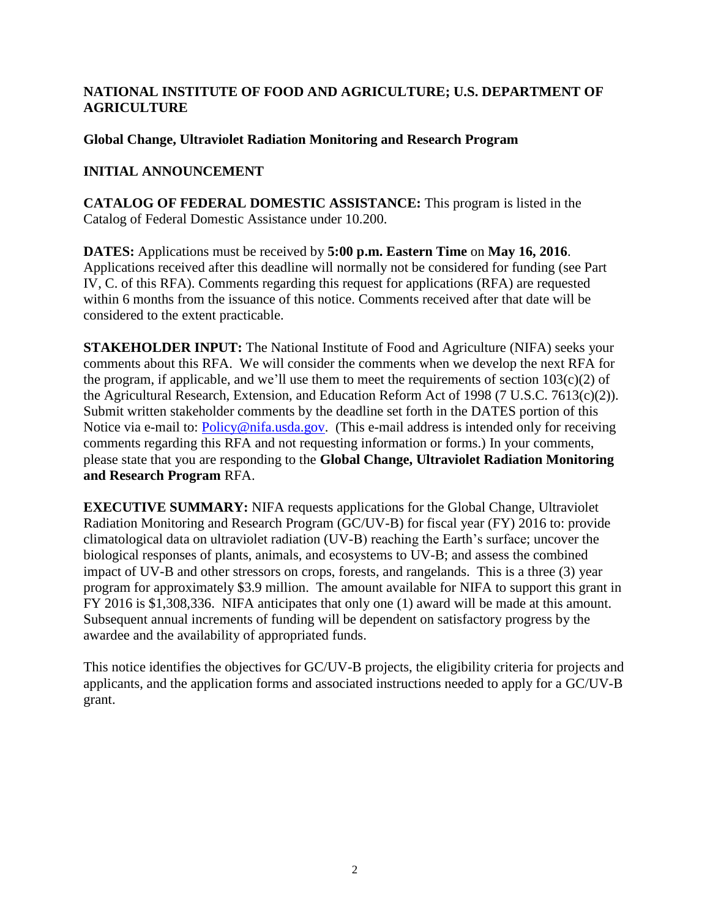**NATIONAL INSTITUTE OF FOOD AND AGRICULTURE; U.S. DEPARTMENT OF AGRICULTURE**

**Global Change, Ultraviolet Radiation Monitoring and Research Program**

**INITIAL ANNOUNCEMENT**

**CATALOG OF FEDERAL DOMESTIC ASSISTANCE:** This program is listed in the Catalog of Federal Domestic Assistance under 10.200.

**DATES:** Applications must be received by **5:00 p.m. Eastern Time** on **May 16, 2016**. Applications received after this deadline will normally not be considered for funding (see Part IV, C. of this RFA). Comments regarding this request for applications (RFA) are requested within 6 months from the issuance of this notice. Comments received after that date will be considered to the extent practicable.

**STAKEHOLDER INPUT:** The National Institute of Food and Agriculture (NIFA) seeks your comments about this RFA. We will consider the comments when we develop the next RFA for the program, if applicable, and we'll use them to meet the requirements of section 103(c)(2) of the Agricultural Research, Extension, and Education Reform Act of 1998 (7 U.S.C. 7613(c)(2)). Submit written stakeholder comments by the deadline set forth in the DATES portion of this Notice via e-mail to: Policy@nifa.usda.gov. (This e-mail address is intended only for receiving comments regarding this RFA and not requesting information or forms.) In your comments, please state that you are responding to the **Global Change, Ultraviolet Radiation Monitoring and Research Program** RFA.

**EXECUTIVE SUMMARY:** NIFA requests applications for the Global Change, Ultraviolet Radiation Monitoring and Research Program (GC/UV-B) for fiscal year (FY) 2016 to: provide climatological data on ultraviolet radiation (UV-B) reaching the Earth's surface; uncover the biological responses of plants, animals, and ecosystems to UV-B; and assess the combined impact of UV-B and other stressors on crops, forests, and rangelands. This is a three (3) year program for approximately $3.9 million. The amount available for NIFA to support this grant in FY 2016 is $1,308,336. NIFA anticipates that only one (1) award will be made at this amount. Subsequent annual increments of funding will be dependent on satisfactory progress by the awardee and the availability of appropriated funds.

This notice identifies the objectives for GC/UV-B projects, the eligibility criteria for projects and applicants, and the application forms and associated instructions needed to apply for a GC/UV-B grant.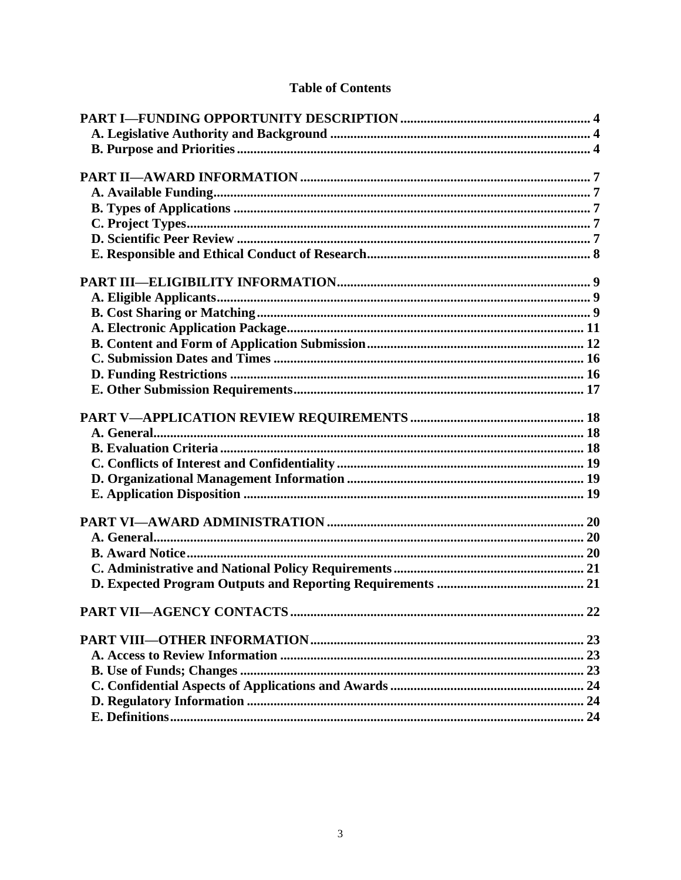## Table of Contents

**PART I—FUNDING OPPORTUNITY DESCRIPTION** ........ 4
**A. Legislative Authority and Background** ........ 4
**B. Purpose and Priorities** ........ 4

**PART II—AWARD INFORMATION** ........ 7
**A. Available Funding** ........ 7
**B. Types of Applications** ........ 7
**C. Project Types** ........ 7
**D. Scientific Peer Review** ........ 7
**E. Responsible and Ethical Conduct of Research** ........ 8

**PART III—ELIGIBILITY INFORMATION** ........ 9
**A. Eligible Applicants** ........ 9
**B. Cost Sharing or Matching** ........ 9
**A. Electronic Application Package** ........ 11
**B. Content and Form of Application Submission** ........ 12
**C. Submission Dates and Times** ........ 16
**D. Funding Restrictions** ........ 16
**E. Other Submission Requirements** ........ 17

**PART V—APPLICATION REVIEW REQUIREMENTS** ........ 18
**A. General** ........ 18
**B. Evaluation Criteria** ........ 18
**C. Conflicts of Interest and Confidentiality** ........ 19
**D. Organizational Management Information** ........ 19
**E. Application Disposition** ........ 19

**PART VI—AWARD ADMINISTRATION** ........ 20
**A. General** ........ 20
**B. Award Notice** ........ 20
**C. Administrative and National Policy Requirements** ........ 21
**D. Expected Program Outputs and Reporting Requirements** ........ 21

**PART VII—AGENCY CONTACTS** ........ 22

**PART VIII—OTHER INFORMATION** ........ 23
**A. Access to Review Information** ........ 23
**B. Use of Funds; Changes** ........ 23
**C. Confidential Aspects of Applications and Awards** ........ 24
**D. Regulatory Information** ........ 24
**E. Definitions** ........ 24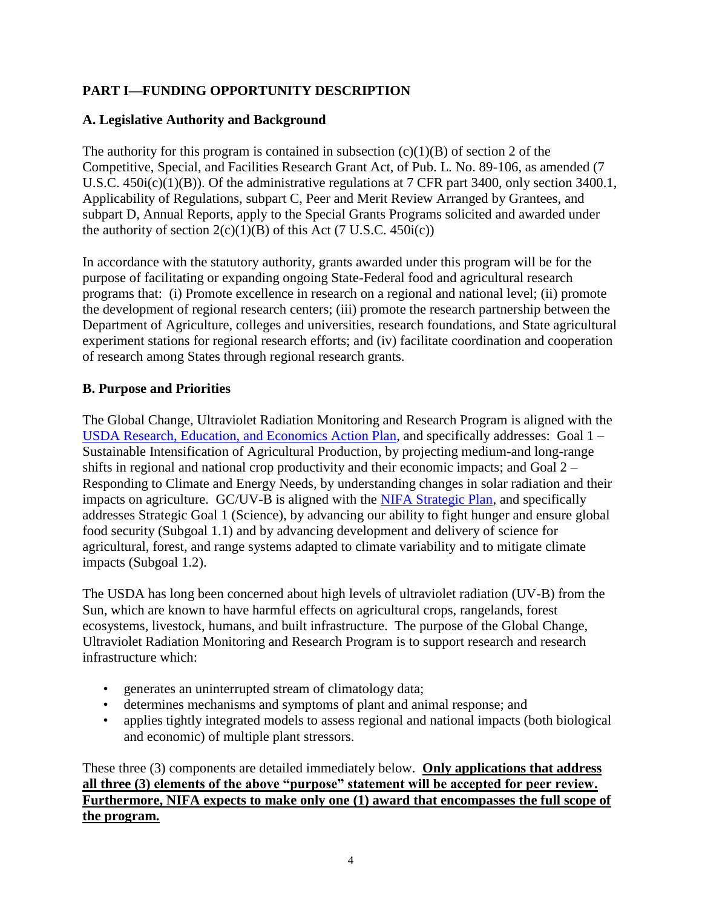## PART I—FUNDING OPPORTUNITY DESCRIPTION

### A. Legislative Authority and Background

The authority for this program is contained in subsection (c)(1)(B) of section 2 of the Competitive, Special, and Facilities Research Grant Act, of Pub. L. No. 89-106, as amended (7 U.S.C. 450i(c)(1)(B)). Of the administrative regulations at 7 CFR part 3400, only section 3400.1, Applicability of Regulations, subpart C, Peer and Merit Review Arranged by Grantees, and subpart D, Annual Reports, apply to the Special Grants Programs solicited and awarded under the authority of section 2(c)(1)(B) of this Act (7 U.S.C. 450i(c))

In accordance with the statutory authority, grants awarded under this program will be for the purpose of facilitating or expanding ongoing State-Federal food and agricultural research programs that: (i) Promote excellence in research on a regional and national level; (ii) promote the development of regional research centers; (iii) promote the research partnership between the Department of Agriculture, colleges and universities, research foundations, and State agricultural experiment stations for regional research efforts; and (iv) facilitate coordination and cooperation of research among States through regional research grants.

### B. Purpose and Priorities

The Global Change, Ultraviolet Radiation Monitoring and Research Program is aligned with the USDA Research, Education, and Economics Action Plan, and specifically addresses: Goal 1 – Sustainable Intensification of Agricultural Production, by projecting medium-and long-range shifts in regional and national crop productivity and their economic impacts; and Goal 2 – Responding to Climate and Energy Needs, by understanding changes in solar radiation and their impacts on agriculture. GC/UV-B is aligned with the NIFA Strategic Plan, and specifically addresses Strategic Goal 1 (Science), by advancing our ability to fight hunger and ensure global food security (Subgoal 1.1) and by advancing development and delivery of science for agricultural, forest, and range systems adapted to climate variability and to mitigate climate impacts (Subgoal 1.2).

The USDA has long been concerned about high levels of ultraviolet radiation (UV-B) from the Sun, which are known to have harmful effects on agricultural crops, rangelands, forest ecosystems, livestock, humans, and built infrastructure. The purpose of the Global Change, Ultraviolet Radiation Monitoring and Research Program is to support research and research infrastructure which:

- generates an uninterrupted stream of climatology data;
- determines mechanisms and symptoms of plant and animal response; and
- applies tightly integrated models to assess regional and national impacts (both biological and economic) of multiple plant stressors.

These three (3) components are detailed immediately below. **Only applications that address all three (3) elements of the above "purpose" statement will be accepted for peer review. Furthermore, NIFA expects to make only one (1) award that encompasses the full scope of the program.**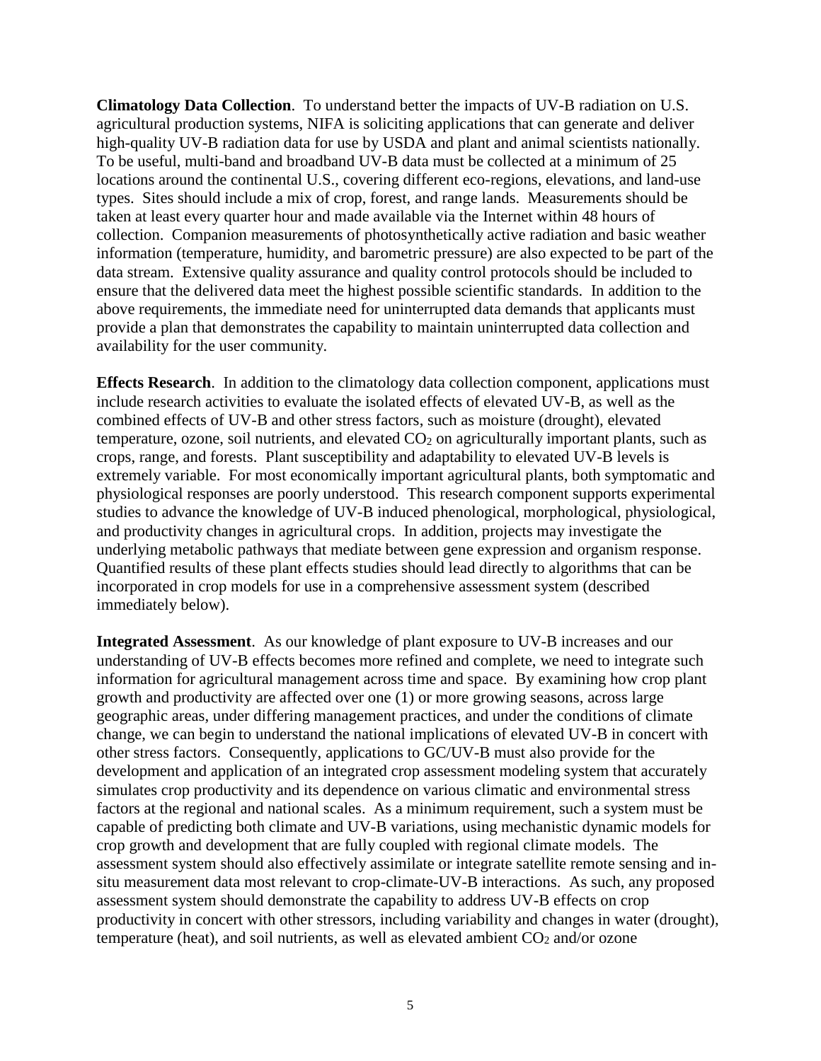**Climatology Data Collection**. To understand better the impacts of UV-B radiation on U.S. agricultural production systems, NIFA is soliciting applications that can generate and deliver high-quality UV-B radiation data for use by USDA and plant and animal scientists nationally. To be useful, multi-band and broadband UV-B data must be collected at a minimum of 25 locations around the continental U.S., covering different eco-regions, elevations, and land-use types. Sites should include a mix of crop, forest, and range lands. Measurements should be taken at least every quarter hour and made available via the Internet within 48 hours of collection. Companion measurements of photosynthetically active radiation and basic weather information (temperature, humidity, and barometric pressure) are also expected to be part of the data stream. Extensive quality assurance and quality control protocols should be included to ensure that the delivered data meet the highest possible scientific standards. In addition to the above requirements, the immediate need for uninterrupted data demands that applicants must provide a plan that demonstrates the capability to maintain uninterrupted data collection and availability for the user community.

**Effects Research**. In addition to the climatology data collection component, applications must include research activities to evaluate the isolated effects of elevated UV-B, as well as the combined effects of UV-B and other stress factors, such as moisture (drought), elevated temperature, ozone, soil nutrients, and elevated $CO_2$ on agriculturally important plants, such as crops, range, and forests. Plant susceptibility and adaptability to elevated UV-B levels is extremely variable. For most economically important agricultural plants, both symptomatic and physiological responses are poorly understood. This research component supports experimental studies to advance the knowledge of UV-B induced phenological, morphological, physiological, and productivity changes in agricultural crops. In addition, projects may investigate the underlying metabolic pathways that mediate between gene expression and organism response. Quantified results of these plant effects studies should lead directly to algorithms that can be incorporated in crop models for use in a comprehensive assessment system (described immediately below).

**Integrated Assessment**. As our knowledge of plant exposure to UV-B increases and our understanding of UV-B effects becomes more refined and complete, we need to integrate such information for agricultural management across time and space. By examining how crop plant growth and productivity are affected over one (1) or more growing seasons, across large geographic areas, under differing management practices, and under the conditions of climate change, we can begin to understand the national implications of elevated UV-B in concert with other stress factors. Consequently, applications to GC/UV-B must also provide for the development and application of an integrated crop assessment modeling system that accurately simulates crop productivity and its dependence on various climatic and environmental stress factors at the regional and national scales. As a minimum requirement, such a system must be capable of predicting both climate and UV-B variations, using mechanistic dynamic models for crop growth and development that are fully coupled with regional climate models. The assessment system should also effectively assimilate or integrate satellite remote sensing and in-situ measurement data most relevant to crop-climate-UV-B interactions. As such, any proposed assessment system should demonstrate the capability to address UV-B effects on crop productivity in concert with other stressors, including variability and changes in water (drought), temperature (heat), and soil nutrients, as well as elevated ambient $CO_2$ and/or ozone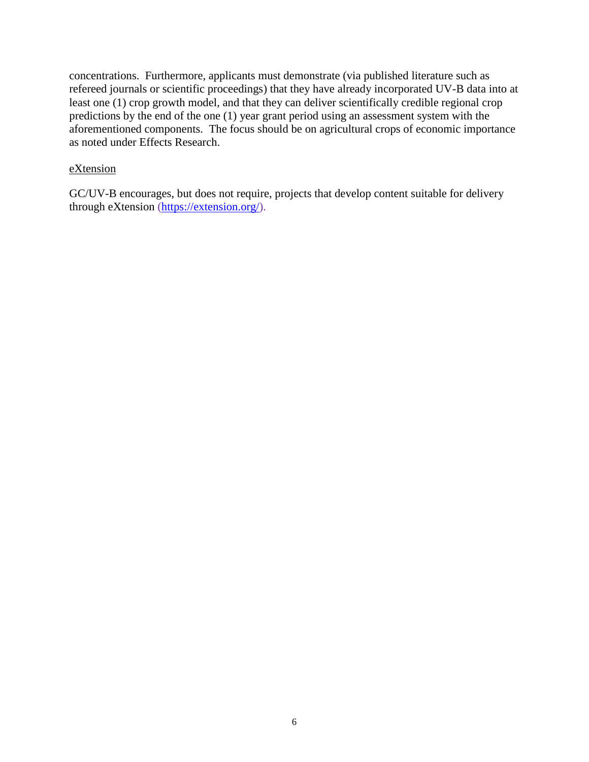concentrations. Furthermore, applicants must demonstrate (via published literature such as refereed journals or scientific proceedings) that they have already incorporated UV-B data into at least one (1) crop growth model, and that they can deliver scientifically credible regional crop predictions by the end of the one (1) year grant period using an assessment system with the aforementioned components. The focus should be on agricultural crops of economic importance as noted under Effects Research.

<u>eXtension</u>

GC/UV-B encourages, but does not require, projects that develop content suitable for delivery through eXtension (https://extension.org/).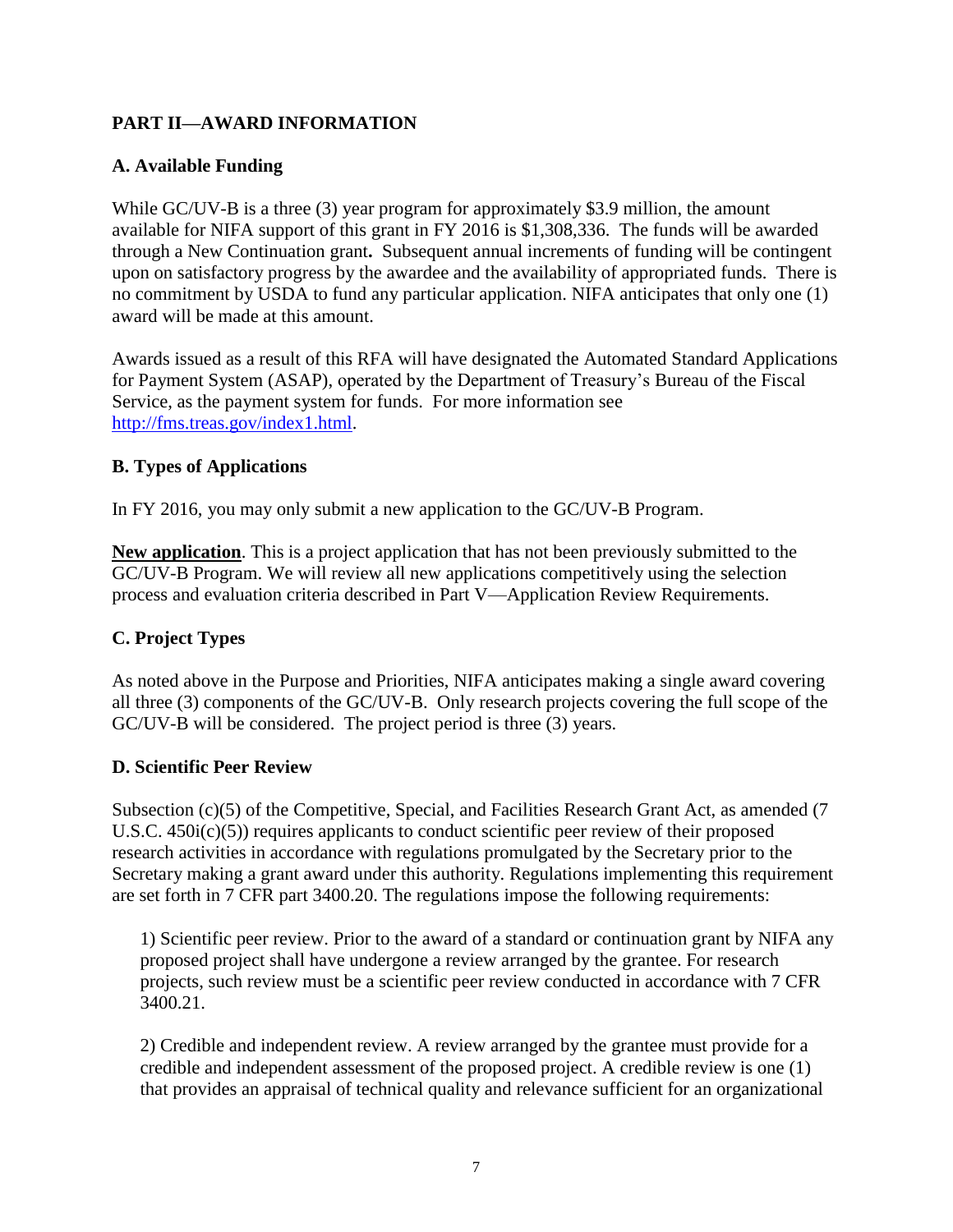## PART II—AWARD INFORMATION

### A. Available Funding

While GC/UV-B is a three (3) year program for approximately $3.9 million, the amount available for NIFA support of this grant in FY 2016 is $1,308,336. The funds will be awarded through a New Continuation grant**.** Subsequent annual increments of funding will be contingent upon on satisfactory progress by the awardee and the availability of appropriated funds. There is no commitment by USDA to fund any particular application. NIFA anticipates that only one (1) award will be made at this amount.

Awards issued as a result of this RFA will have designated the Automated Standard Applications for Payment System (ASAP), operated by the Department of Treasury's Bureau of the Fiscal Service, as the payment system for funds. For more information see [http://fms.treas.gov/index1.html](http://fms.treas.gov/index1.html).

### B. Types of Applications

In FY 2016, you may only submit a new application to the GC/UV-B Program.

**New application**. This is a project application that has not been previously submitted to the GC/UV-B Program. We will review all new applications competitively using the selection process and evaluation criteria described in Part V—Application Review Requirements.

### C. Project Types

As noted above in the Purpose and Priorities, NIFA anticipates making a single award covering all three (3) components of the GC/UV-B. Only research projects covering the full scope of the GC/UV-B will be considered. The project period is three (3) years.

### D. Scientific Peer Review

Subsection (c)(5) of the Competitive, Special, and Facilities Research Grant Act, as amended (7 U.S.C. 450i(c)(5)) requires applicants to conduct scientific peer review of their proposed research activities in accordance with regulations promulgated by the Secretary prior to the Secretary making a grant award under this authority. Regulations implementing this requirement are set forth in 7 CFR part 3400.20. The regulations impose the following requirements:

1) Scientific peer review. Prior to the award of a standard or continuation grant by NIFA any proposed project shall have undergone a review arranged by the grantee. For research projects, such review must be a scientific peer review conducted in accordance with 7 CFR 3400.21.

2) Credible and independent review. A review arranged by the grantee must provide for a credible and independent assessment of the proposed project. A credible review is one (1) that provides an appraisal of technical quality and relevance sufficient for an organizational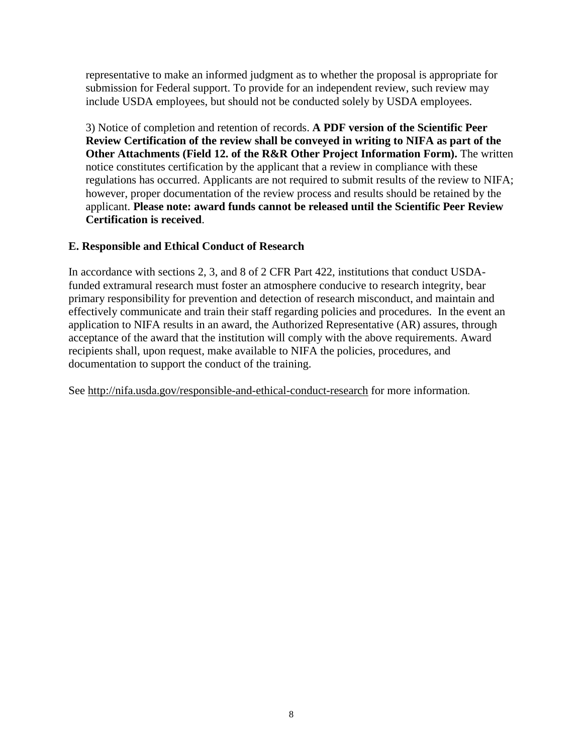representative to make an informed judgment as to whether the proposal is appropriate for submission for Federal support. To provide for an independent review, such review may include USDA employees, but should not be conducted solely by USDA employees.

3) Notice of completion and retention of records. **A PDF version of the Scientific Peer Review Certification of the review shall be conveyed in writing to NIFA as part of the Other Attachments (Field 12. of the R&R Other Project Information Form).** The written notice constitutes certification by the applicant that a review in compliance with these regulations has occurred. Applicants are not required to submit results of the review to NIFA; however, proper documentation of the review process and results should be retained by the applicant. **Please note: award funds cannot be released until the Scientific Peer Review Certification is received**.

### E. Responsible and Ethical Conduct of Research

In accordance with sections 2, 3, and 8 of 2 CFR Part 422, institutions that conduct USDA-funded extramural research must foster an atmosphere conducive to research integrity, bear primary responsibility for prevention and detection of research misconduct, and maintain and effectively communicate and train their staff regarding policies and procedures. In the event an application to NIFA results in an award, the Authorized Representative (AR) assures, through acceptance of the award that the institution will comply with the above requirements. Award recipients shall, upon request, make available to NIFA the policies, procedures, and documentation to support the conduct of the training.

See http://nifa.usda.gov/responsible-and-ethical-conduct-research for more information.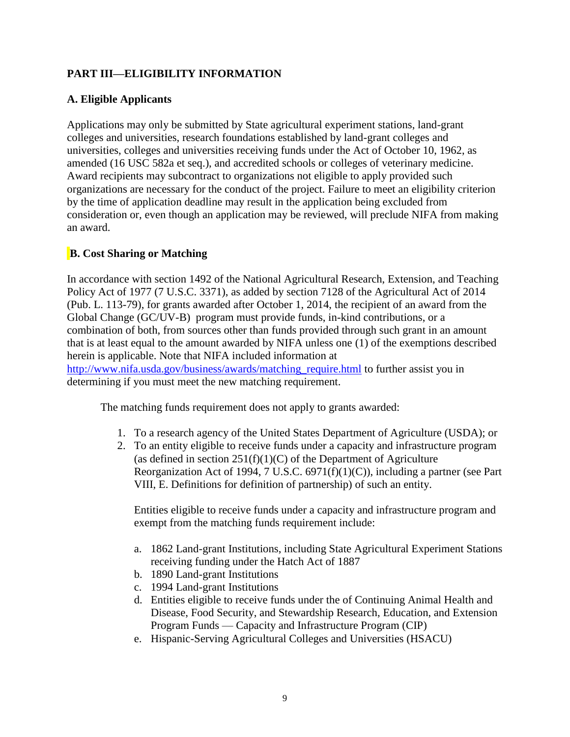## PART III—ELIGIBILITY INFORMATION

### A. Eligible Applicants

Applications may only be submitted by State agricultural experiment stations, land-grant colleges and universities, research foundations established by land-grant colleges and universities, colleges and universities receiving funds under the Act of October 10, 1962, as amended (16 USC 582a et seq.), and accredited schools or colleges of veterinary medicine. Award recipients may subcontract to organizations not eligible to apply provided such organizations are necessary for the conduct of the project. Failure to meet an eligibility criterion by the time of application deadline may result in the application being excluded from consideration or, even though an application may be reviewed, will preclude NIFA from making an award.

### B. Cost Sharing or Matching

In accordance with section 1492 of the National Agricultural Research, Extension, and Teaching Policy Act of 1977 (7 U.S.C. 3371), as added by section 7128 of the Agricultural Act of 2014 (Pub. L. 113-79), for grants awarded after October 1, 2014, the recipient of an award from the Global Change (GC/UV-B) program must provide funds, in-kind contributions, or a combination of both, from sources other than funds provided through such grant in an amount that is at least equal to the amount awarded by NIFA unless one (1) of the exemptions described herein is applicable. Note that NIFA included information at http://www.nifa.usda.gov/business/awards/matching_require.html to further assist you in determining if you must meet the new matching requirement.

The matching funds requirement does not apply to grants awarded:

1. To a research agency of the United States Department of Agriculture (USDA); or
2. To an entity eligible to receive funds under a capacity and infrastructure program (as defined in section 251(f)(1)(C) of the Department of Agriculture Reorganization Act of 1994, 7 U.S.C. 6971(f)(1)(C)), including a partner (see Part VIII, E. Definitions for definition of partnership) of such an entity.

   Entities eligible to receive funds under a capacity and infrastructure program and exempt from the matching funds requirement include:

   a. 1862 Land-grant Institutions, including State Agricultural Experiment Stations receiving funding under the Hatch Act of 1887
   b. 1890 Land-grant Institutions
   c. 1994 Land-grant Institutions
   d. Entities eligible to receive funds under the of Continuing Animal Health and Disease, Food Security, and Stewardship Research, Education, and Extension Program Funds — Capacity and Infrastructure Program (CIP)
   e. Hispanic-Serving Agricultural Colleges and Universities (HSACU)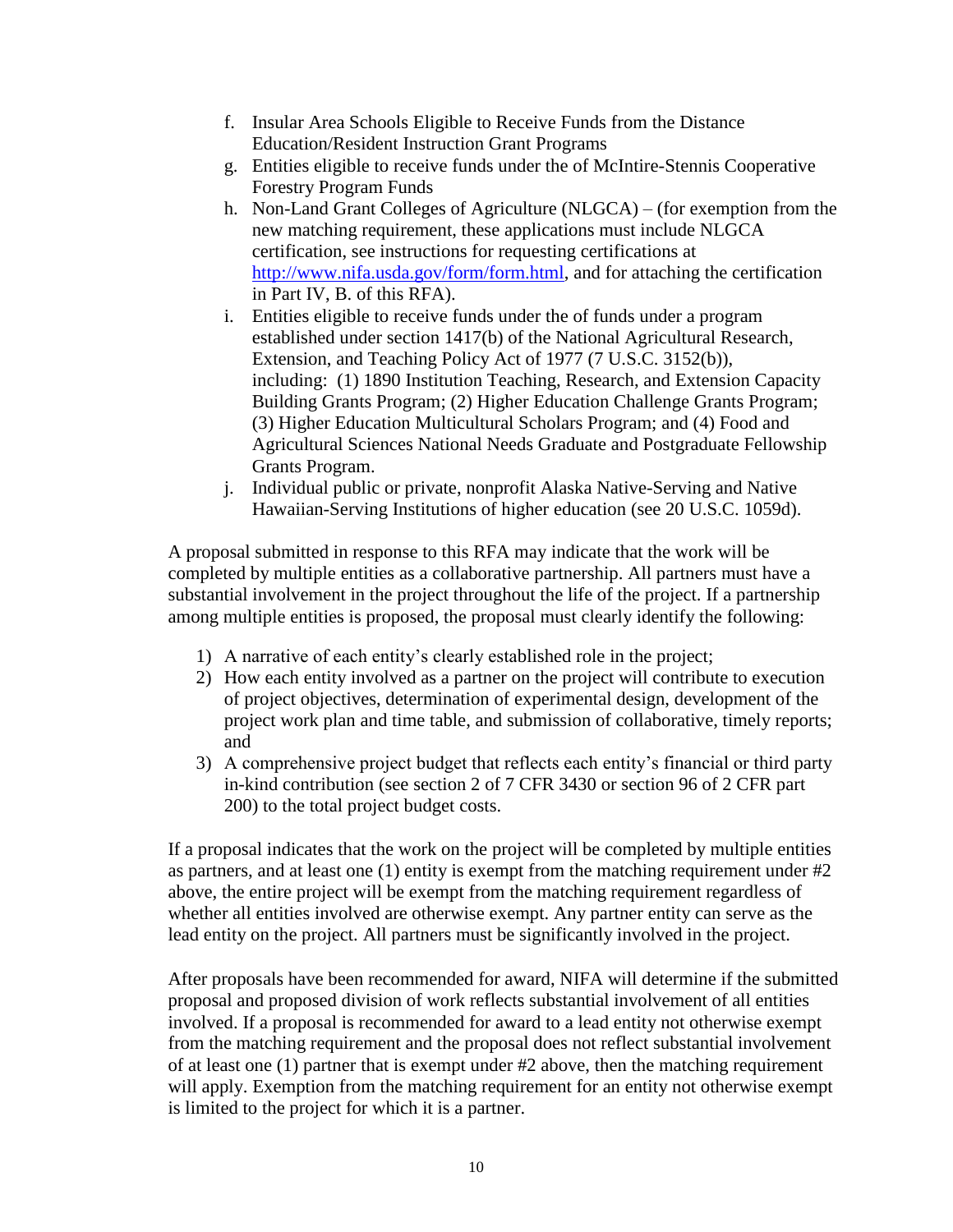f. Insular Area Schools Eligible to Receive Funds from the Distance Education/Resident Instruction Grant Programs
g. Entities eligible to receive funds under the of McIntire-Stennis Cooperative Forestry Program Funds
h. Non-Land Grant Colleges of Agriculture (NLGCA) – (for exemption from the new matching requirement, these applications must include NLGCA certification, see instructions for requesting certifications at http://www.nifa.usda.gov/form/form.html, and for attaching the certification in Part IV, B. of this RFA).
i. Entities eligible to receive funds under the of funds under a program established under section 1417(b) of the National Agricultural Research, Extension, and Teaching Policy Act of 1977 (7 U.S.C. 3152(b)), including: (1) 1890 Institution Teaching, Research, and Extension Capacity Building Grants Program; (2) Higher Education Challenge Grants Program; (3) Higher Education Multicultural Scholars Program; and (4) Food and Agricultural Sciences National Needs Graduate and Postgraduate Fellowship Grants Program.
j. Individual public or private, nonprofit Alaska Native-Serving and Native Hawaiian-Serving Institutions of higher education (see 20 U.S.C. 1059d).

A proposal submitted in response to this RFA may indicate that the work will be completed by multiple entities as a collaborative partnership. All partners must have a substantial involvement in the project throughout the life of the project. If a partnership among multiple entities is proposed, the proposal must clearly identify the following:

1) A narrative of each entity's clearly established role in the project;
2) How each entity involved as a partner on the project will contribute to execution of project objectives, determination of experimental design, development of the project work plan and time table, and submission of collaborative, timely reports; and
3) A comprehensive project budget that reflects each entity's financial or third party in-kind contribution (see section 2 of 7 CFR 3430 or section 96 of 2 CFR part 200) to the total project budget costs.

If a proposal indicates that the work on the project will be completed by multiple entities as partners, and at least one (1) entity is exempt from the matching requirement under #2 above, the entire project will be exempt from the matching requirement regardless of whether all entities involved are otherwise exempt. Any partner entity can serve as the lead entity on the project. All partners must be significantly involved in the project.

After proposals have been recommended for award, NIFA will determine if the submitted proposal and proposed division of work reflects substantial involvement of all entities involved. If a proposal is recommended for award to a lead entity not otherwise exempt from the matching requirement and the proposal does not reflect substantial involvement of at least one (1) partner that is exempt under #2 above, then the matching requirement will apply. Exemption from the matching requirement for an entity not otherwise exempt is limited to the project for which it is a partner.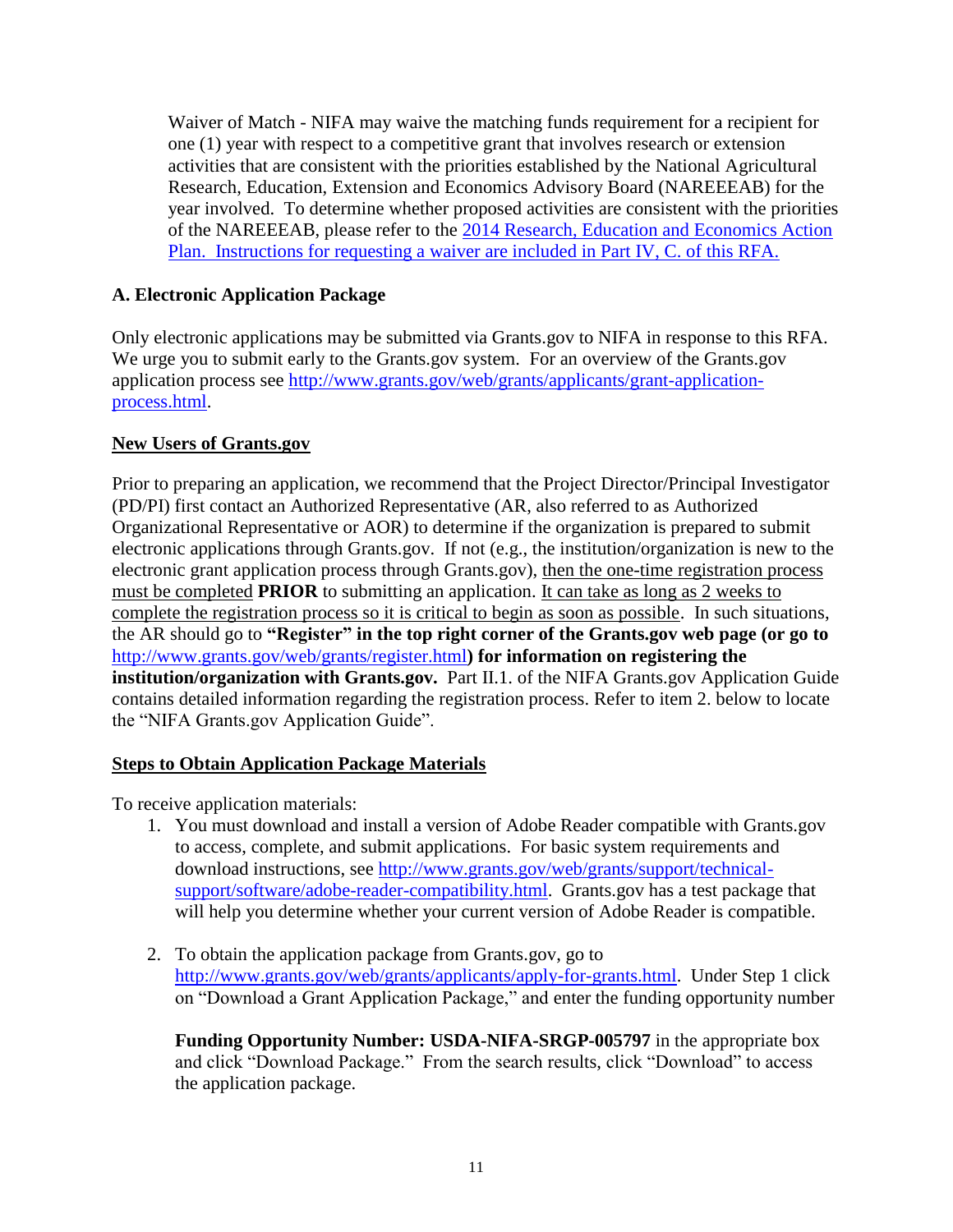Waiver of Match - NIFA may waive the matching funds requirement for a recipient for one (1) year with respect to a competitive grant that involves research or extension activities that are consistent with the priorities established by the National Agricultural Research, Education, Extension and Economics Advisory Board (NAREEEAB) for the year involved. To determine whether proposed activities are consistent with the priorities of the NAREEEAB, please refer to the 2014 Research, Education and Economics Action Plan. Instructions for requesting a waiver are included in Part IV, C. of this RFA.

### A. Electronic Application Package

Only electronic applications may be submitted via Grants.gov to NIFA in response to this RFA. We urge you to submit early to the Grants.gov system. For an overview of the Grants.gov application process see http://www.grants.gov/web/grants/applicants/grant-application-process.html.

**New Users of Grants.gov**

Prior to preparing an application, we recommend that the Project Director/Principal Investigator (PD/PI) first contact an Authorized Representative (AR, also referred to as Authorized Organizational Representative or AOR) to determine if the organization is prepared to submit electronic applications through Grants.gov. If not (e.g., the institution/organization is new to the electronic grant application process through Grants.gov), then the one-time registration process must be completed **PRIOR** to submitting an application. It can take as long as 2 weeks to complete the registration process so it is critical to begin as soon as possible. In such situations, the AR should go to **"Register" in the top right corner of the Grants.gov web page (or go to** http://www.grants.gov/web/grants/register.html**) for information on registering the institution/organization with Grants.gov.** Part II.1. of the NIFA Grants.gov Application Guide contains detailed information regarding the registration process. Refer to item 2. below to locate the "NIFA Grants.gov Application Guide".

**Steps to Obtain Application Package Materials**

To receive application materials:

1. You must download and install a version of Adobe Reader compatible with Grants.gov to access, complete, and submit applications. For basic system requirements and download instructions, see http://www.grants.gov/web/grants/support/technical-support/software/adobe-reader-compatibility.html. Grants.gov has a test package that will help you determine whether your current version of Adobe Reader is compatible.

2. To obtain the application package from Grants.gov, go to http://www.grants.gov/web/grants/applicants/apply-for-grants.html. Under Step 1 click on "Download a Grant Application Package," and enter the funding opportunity number

   **Funding Opportunity Number: USDA-NIFA-SRGP-005797** in the appropriate box and click "Download Package." From the search results, click "Download" to access the application package.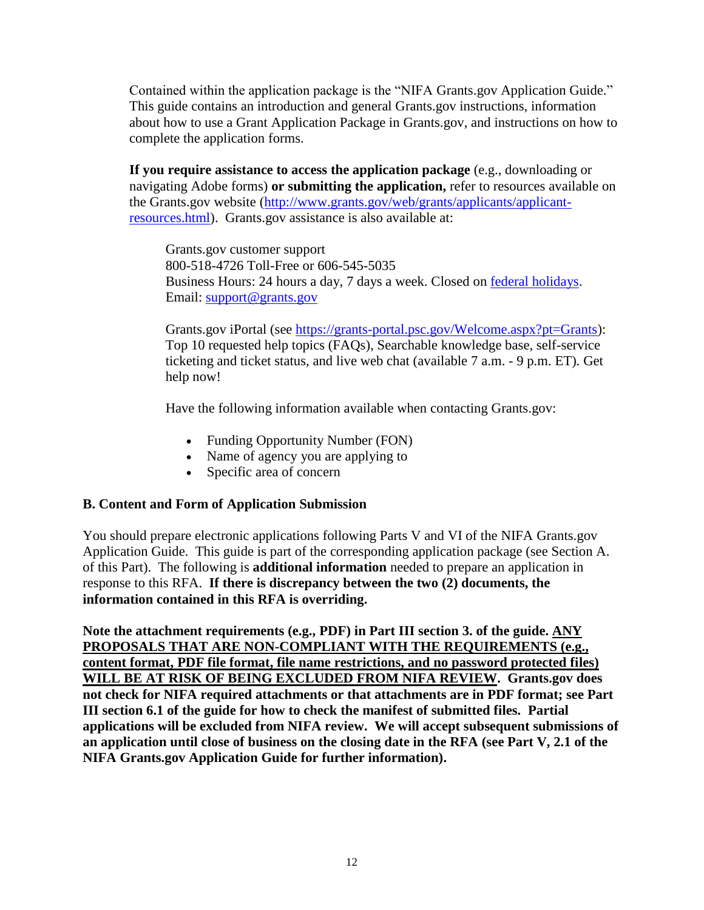Contained within the application package is the "NIFA Grants.gov Application Guide." This guide contains an introduction and general Grants.gov instructions, information about how to use a Grant Application Package in Grants.gov, and instructions on how to complete the application forms.

**If you require assistance to access the application package** (e.g., downloading or navigating Adobe forms) **or submitting the application,** refer to resources available on the Grants.gov website (http://www.grants.gov/web/grants/applicants/applicant-resources.html). Grants.gov assistance is also available at:

> Grants.gov customer support
> 800-518-4726 Toll-Free or 606-545-5035
> Business Hours: 24 hours a day, 7 days a week. Closed on federal holidays.
> Email: support@grants.gov
>
> Grants.gov iPortal (see https://grants-portal.psc.gov/Welcome.aspx?pt=Grants): Top 10 requested help topics (FAQs), Searchable knowledge base, self-service ticketing and ticket status, and live web chat (available 7 a.m. - 9 p.m. ET). Get help now!
>
> Have the following information available when contacting Grants.gov:
>
> - Funding Opportunity Number (FON)
> - Name of agency you are applying to
> - Specific area of concern

### B. Content and Form of Application Submission

You should prepare electronic applications following Parts V and VI of the NIFA Grants.gov Application Guide. This guide is part of the corresponding application package (see Section A. of this Part). The following is **additional information** needed to prepare an application in response to this RFA. **If there is discrepancy between the two (2) documents, the information contained in this RFA is overriding.**

**Note the attachment requirements (e.g., PDF) in Part III section 3. of the guide. <u>ANY PROPOSALS THAT ARE NON-COMPLIANT WITH THE REQUIREMENTS (e.g., content format, PDF file format, file name restrictions, and no password protected files) WILL BE AT RISK OF BEING EXCLUDED FROM NIFA REVIEW</u>. Grants.gov does not check for NIFA required attachments or that attachments are in PDF format; see Part III section 6.1 of the guide for how to check the manifest of submitted files. Partial applications will be excluded from NIFA review. We will accept subsequent submissions of an application until close of business on the closing date in the RFA (see Part V, 2.1 of the NIFA Grants.gov Application Guide for further information).**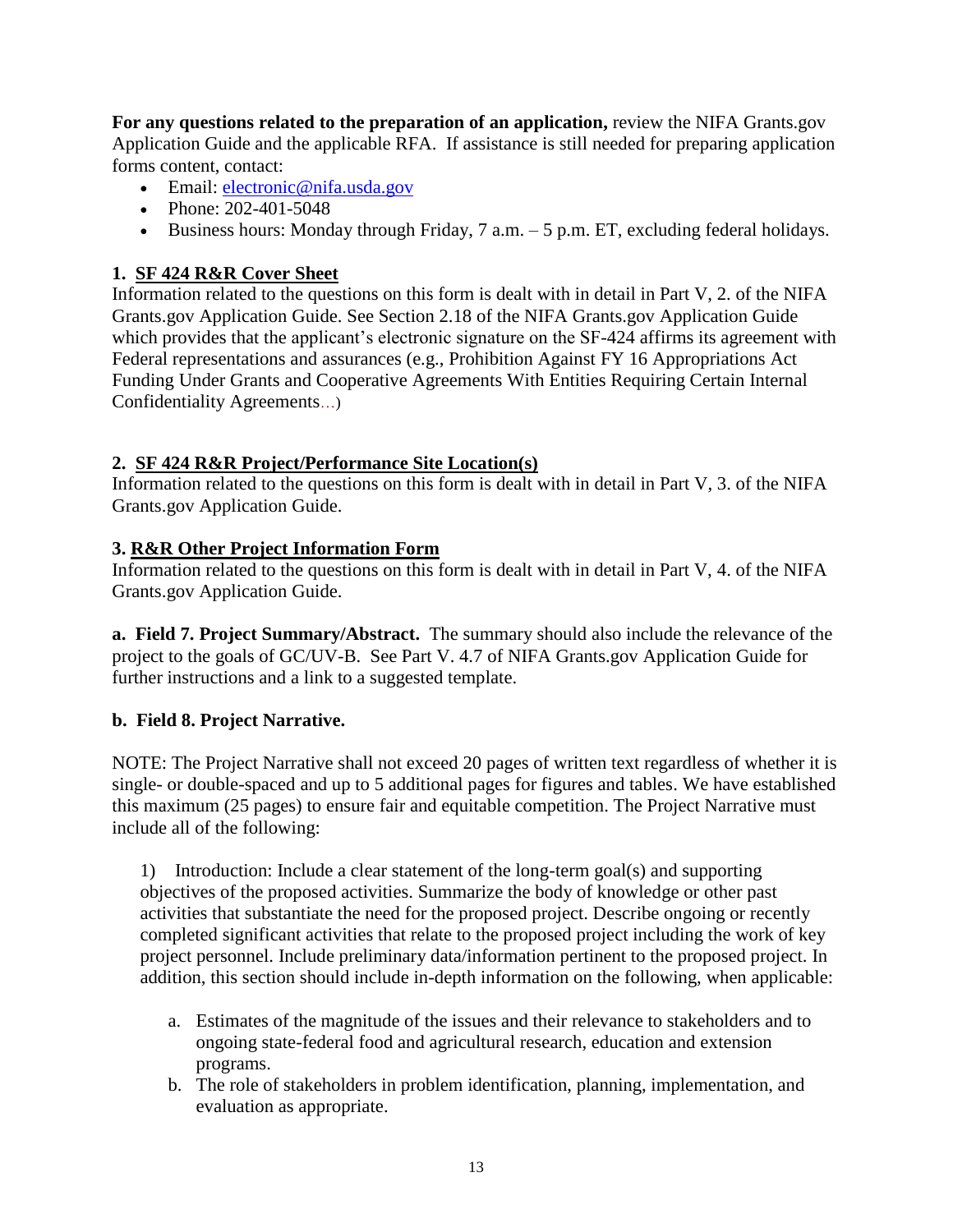**For any questions related to the preparation of an application,** review the NIFA Grants.gov Application Guide and the applicable RFA. If assistance is still needed for preparing application forms content, contact:

- Email: electronic@nifa.usda.gov
- Phone: 202-401-5048
- Business hours: Monday through Friday, 7 a.m. – 5 p.m. ET, excluding federal holidays.

**1. SF 424 R&R Cover Sheet**

Information related to the questions on this form is dealt with in detail in Part V, 2. of the NIFA Grants.gov Application Guide. See Section 2.18 of the NIFA Grants.gov Application Guide which provides that the applicant's electronic signature on the SF-424 affirms its agreement with Federal representations and assurances (e.g., Prohibition Against FY 16 Appropriations Act Funding Under Grants and Cooperative Agreements With Entities Requiring Certain Internal Confidentiality Agreements...)

**2. SF 424 R&R Project/Performance Site Location(s)**

Information related to the questions on this form is dealt with in detail in Part V, 3. of the NIFA Grants.gov Application Guide.

**3. R&R Other Project Information Form**

Information related to the questions on this form is dealt with in detail in Part V, 4. of the NIFA Grants.gov Application Guide.

**a. Field 7. Project Summary/Abstract.** The summary should also include the relevance of the project to the goals of GC/UV-B. See Part V. 4.7 of NIFA Grants.gov Application Guide for further instructions and a link to a suggested template.

**b. Field 8. Project Narrative.**

NOTE: The Project Narrative shall not exceed 20 pages of written text regardless of whether it is single- or double-spaced and up to 5 additional pages for figures and tables. We have established this maximum (25 pages) to ensure fair and equitable competition. The Project Narrative must include all of the following:

1) Introduction: Include a clear statement of the long-term goal(s) and supporting objectives of the proposed activities. Summarize the body of knowledge or other past activities that substantiate the need for the proposed project. Describe ongoing or recently completed significant activities that relate to the proposed project including the work of key project personnel. Include preliminary data/information pertinent to the proposed project. In addition, this section should include in-depth information on the following, when applicable:

   a. Estimates of the magnitude of the issues and their relevance to stakeholders and to ongoing state-federal food and agricultural research, education and extension programs.
   b. The role of stakeholders in problem identification, planning, implementation, and evaluation as appropriate.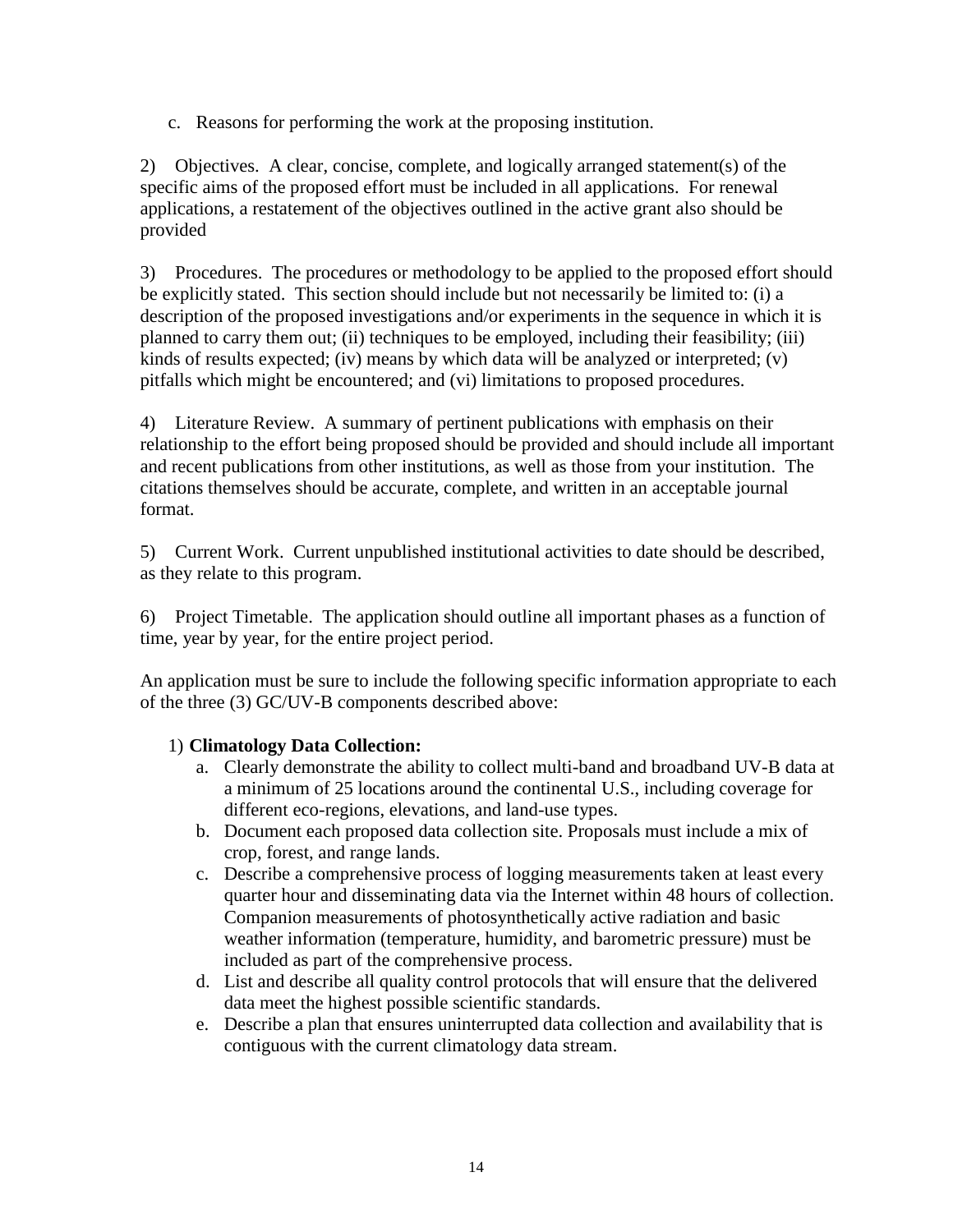c. Reasons for performing the work at the proposing institution.

2) Objectives. A clear, concise, complete, and logically arranged statement(s) of the specific aims of the proposed effort must be included in all applications. For renewal applications, a restatement of the objectives outlined in the active grant also should be provided

3) Procedures. The procedures or methodology to be applied to the proposed effort should be explicitly stated. This section should include but not necessarily be limited to: (i) a description of the proposed investigations and/or experiments in the sequence in which it is planned to carry them out; (ii) techniques to be employed, including their feasibility; (iii) kinds of results expected; (iv) means by which data will be analyzed or interpreted; (v) pitfalls which might be encountered; and (vi) limitations to proposed procedures.

4) Literature Review. A summary of pertinent publications with emphasis on their relationship to the effort being proposed should be provided and should include all important and recent publications from other institutions, as well as those from your institution. The citations themselves should be accurate, complete, and written in an acceptable journal format.

5) Current Work. Current unpublished institutional activities to date should be described, as they relate to this program.

6) Project Timetable. The application should outline all important phases as a function of time, year by year, for the entire project period.

An application must be sure to include the following specific information appropriate to each of the three (3) GC/UV-B components described above:

1) **Climatology Data Collection:**

   a. Clearly demonstrate the ability to collect multi-band and broadband UV-B data at a minimum of 25 locations around the continental U.S., including coverage for different eco-regions, elevations, and land-use types.
   b. Document each proposed data collection site. Proposals must include a mix of crop, forest, and range lands.
   c. Describe a comprehensive process of logging measurements taken at least every quarter hour and disseminating data via the Internet within 48 hours of collection. Companion measurements of photosynthetically active radiation and basic weather information (temperature, humidity, and barometric pressure) must be included as part of the comprehensive process.
   d. List and describe all quality control protocols that will ensure that the delivered data meet the highest possible scientific standards.
   e. Describe a plan that ensures uninterrupted data collection and availability that is contiguous with the current climatology data stream.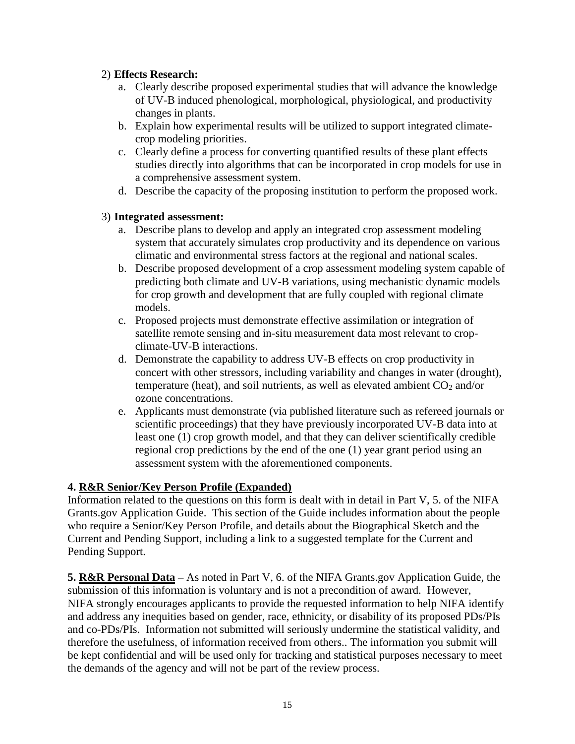2) **Effects Research:**

   a. Clearly describe proposed experimental studies that will advance the knowledge of UV-B induced phenological, morphological, physiological, and productivity changes in plants.
   b. Explain how experimental results will be utilized to support integrated climate-crop modeling priorities.
   c. Clearly define a process for converting quantified results of these plant effects studies directly into algorithms that can be incorporated in crop models for use in a comprehensive assessment system.
   d. Describe the capacity of the proposing institution to perform the proposed work.

3) **Integrated assessment:**

   a. Describe plans to develop and apply an integrated crop assessment modeling system that accurately simulates crop productivity and its dependence on various climatic and environmental stress factors at the regional and national scales.
   b. Describe proposed development of a crop assessment modeling system capable of predicting both climate and UV-B variations, using mechanistic dynamic models for crop growth and development that are fully coupled with regional climate models.
   c. Proposed projects must demonstrate effective assimilation or integration of satellite remote sensing and in-situ measurement data most relevant to crop-climate-UV-B interactions.
   d. Demonstrate the capability to address UV-B effects on crop productivity in concert with other stressors, including variability and changes in water (drought), temperature (heat), and soil nutrients, as well as elevated ambient $CO_2$ and/or ozone concentrations.
   e. Applicants must demonstrate (via published literature such as refereed journals or scientific proceedings) that they have previously incorporated UV-B data into at least one (1) crop growth model, and that they can deliver scientifically credible regional crop predictions by the end of the one (1) year grant period using an assessment system with the aforementioned components.

**4. <u>R&R Senior/Key Person Profile (Expanded)</u>**
Information related to the questions on this form is dealt with in detail in Part V, 5. of the NIFA Grants.gov Application Guide. This section of the Guide includes information about the people who require a Senior/Key Person Profile, and details about the Biographical Sketch and the Current and Pending Support, including a link to a suggested template for the Current and Pending Support.

**5. <u>R&R Personal Data</u>** – As noted in Part V, 6. of the NIFA Grants.gov Application Guide, the submission of this information is voluntary and is not a precondition of award. However, NIFA strongly encourages applicants to provide the requested information to help NIFA identify and address any inequities based on gender, race, ethnicity, or disability of its proposed PDs/PIs and co-PDs/PIs. Information not submitted will seriously undermine the statistical validity, and therefore the usefulness, of information received from others.. The information you submit will be kept confidential and will be used only for tracking and statistical purposes necessary to meet the demands of the agency and will not be part of the review process.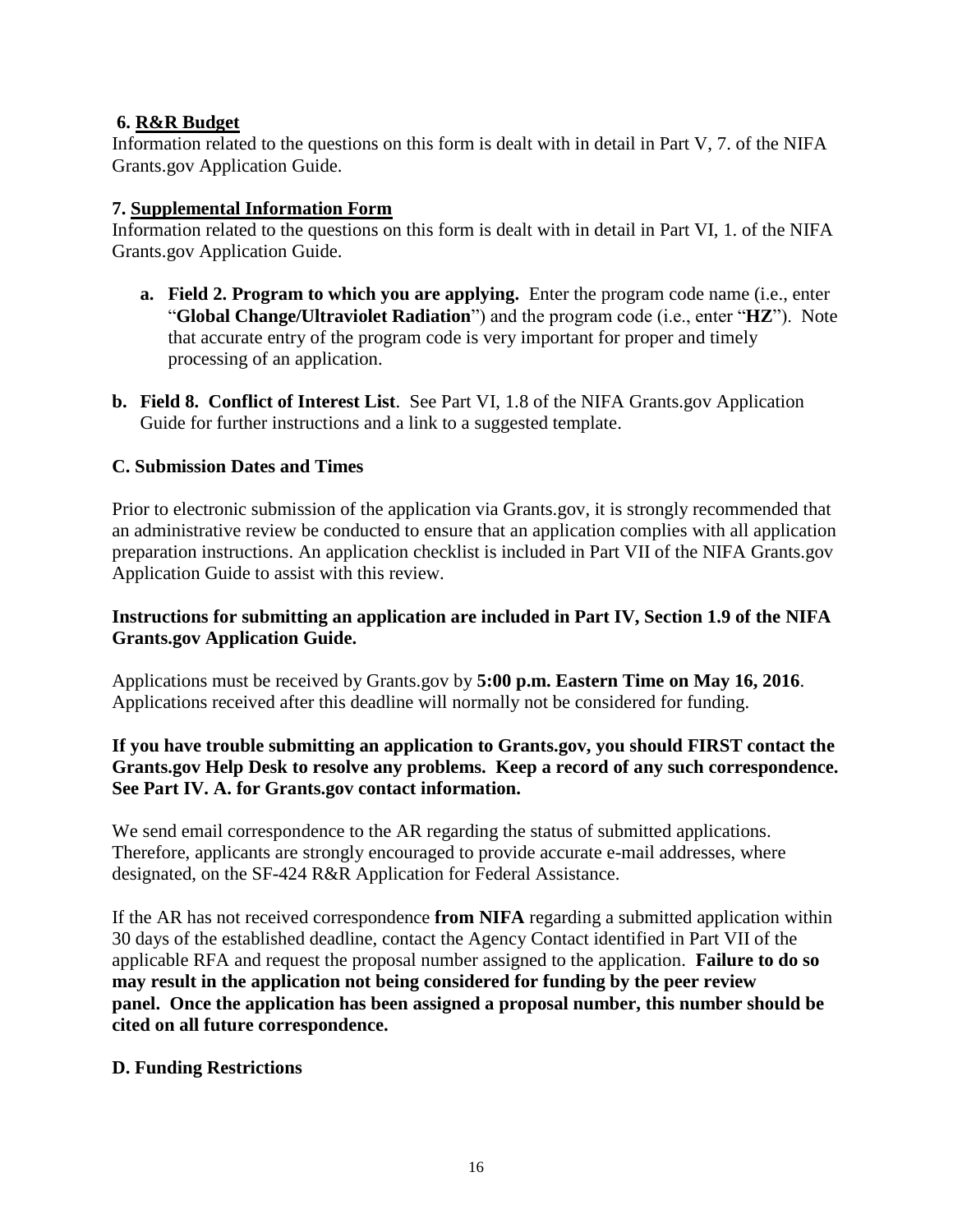### 6. **R&R Budget**

Information related to the questions on this form is dealt with in detail in Part V, 7. of the NIFA Grants.gov Application Guide.

### 7. **Supplemental Information Form**

Information related to the questions on this form is dealt with in detail in Part VI, 1. of the NIFA Grants.gov Application Guide.

- **a. Field 2. Program to which you are applying.** Enter the program code name (i.e., enter "**Global Change/Ultraviolet Radiation**") and the program code (i.e., enter "**HZ**"). Note that accurate entry of the program code is very important for proper and timely processing of an application.
- **b. Field 8. Conflict of Interest List**. See Part VI, 1.8 of the NIFA Grants.gov Application Guide for further instructions and a link to a suggested template.

### C. Submission Dates and Times

Prior to electronic submission of the application via Grants.gov, it is strongly recommended that an administrative review be conducted to ensure that an application complies with all application preparation instructions. An application checklist is included in Part VII of the NIFA Grants.gov Application Guide to assist with this review.

**Instructions for submitting an application are included in Part IV, Section 1.9 of the NIFA Grants.gov Application Guide.**

Applications must be received by Grants.gov by **5:00 p.m. Eastern Time on May 16, 2016**. Applications received after this deadline will normally not be considered for funding.

**If you have trouble submitting an application to Grants.gov, you should FIRST contact the Grants.gov Help Desk to resolve any problems. Keep a record of any such correspondence. See Part IV. A. for Grants.gov contact information.**

We send email correspondence to the AR regarding the status of submitted applications. Therefore, applicants are strongly encouraged to provide accurate e-mail addresses, where designated, on the SF-424 R&R Application for Federal Assistance.

If the AR has not received correspondence **from NIFA** regarding a submitted application within 30 days of the established deadline, contact the Agency Contact identified in Part VII of the applicable RFA and request the proposal number assigned to the application. **Failure to do so may result in the application not being considered for funding by the peer review panel. Once the application has been assigned a proposal number, this number should be cited on all future correspondence.**

### D. Funding Restrictions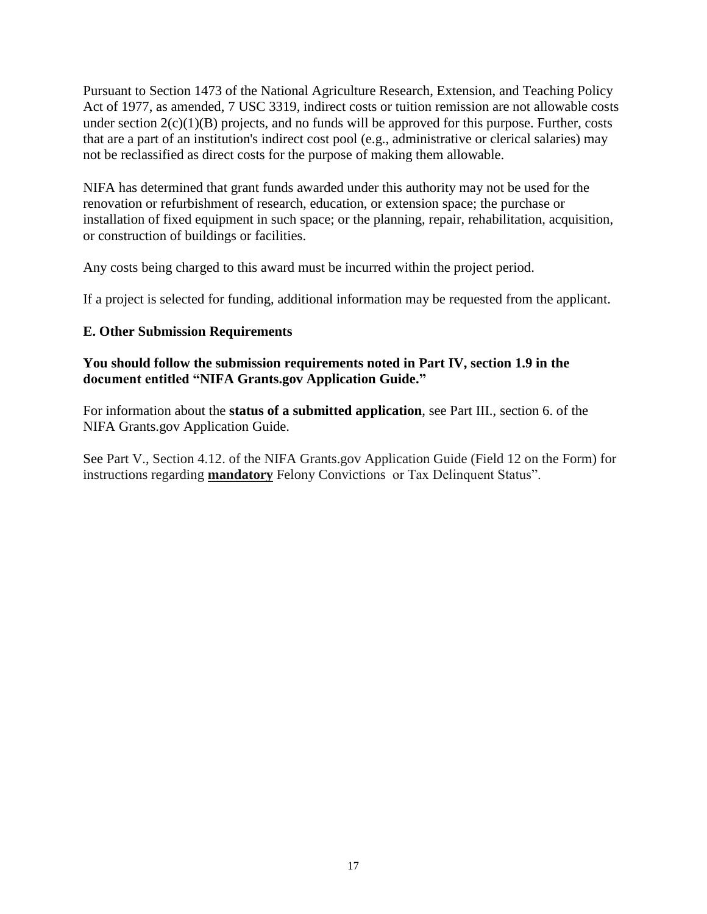Pursuant to Section 1473 of the National Agriculture Research, Extension, and Teaching Policy Act of 1977, as amended, 7 USC 3319, indirect costs or tuition remission are not allowable costs under section 2(c)(1)(B) projects, and no funds will be approved for this purpose. Further, costs that are a part of an institution's indirect cost pool (e.g., administrative or clerical salaries) may not be reclassified as direct costs for the purpose of making them allowable.

NIFA has determined that grant funds awarded under this authority may not be used for the renovation or refurbishment of research, education, or extension space; the purchase or installation of fixed equipment in such space; or the planning, repair, rehabilitation, acquisition, or construction of buildings or facilities.

Any costs being charged to this award must be incurred within the project period.

If a project is selected for funding, additional information may be requested from the applicant.

### E. Other Submission Requirements

**You should follow the submission requirements noted in Part IV, section 1.9 in the document entitled "NIFA Grants.gov Application Guide."**

For information about the **status of a submitted application**, see Part III., section 6. of the NIFA Grants.gov Application Guide.

See Part V., Section 4.12. of the NIFA Grants.gov Application Guide (Field 12 on the Form) for instructions regarding **mandatory** Felony Convictions or Tax Delinquent Status".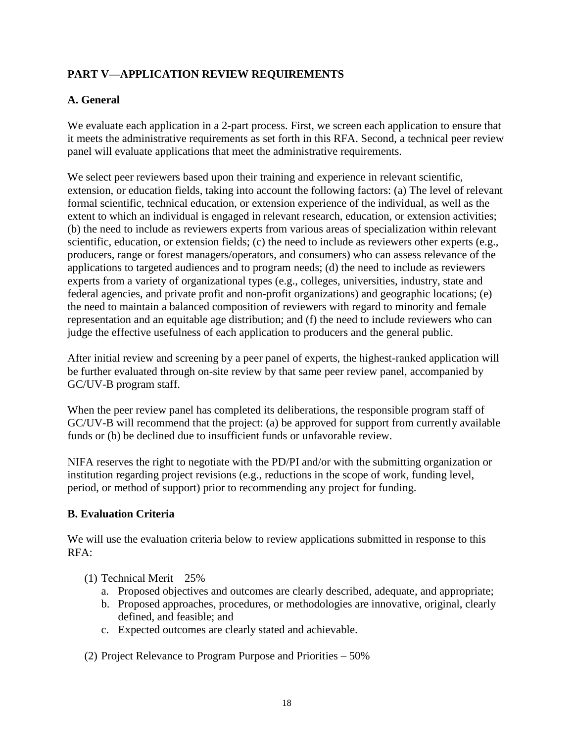## PART V—APPLICATION REVIEW REQUIREMENTS

### A. General

We evaluate each application in a 2-part process. First, we screen each application to ensure that it meets the administrative requirements as set forth in this RFA. Second, a technical peer review panel will evaluate applications that meet the administrative requirements.

We select peer reviewers based upon their training and experience in relevant scientific, extension, or education fields, taking into account the following factors: (a) The level of relevant formal scientific, technical education, or extension experience of the individual, as well as the extent to which an individual is engaged in relevant research, education, or extension activities; (b) the need to include as reviewers experts from various areas of specialization within relevant scientific, education, or extension fields; (c) the need to include as reviewers other experts (e.g., producers, range or forest managers/operators, and consumers) who can assess relevance of the applications to targeted audiences and to program needs; (d) the need to include as reviewers experts from a variety of organizational types (e.g., colleges, universities, industry, state and federal agencies, and private profit and non-profit organizations) and geographic locations; (e) the need to maintain a balanced composition of reviewers with regard to minority and female representation and an equitable age distribution; and (f) the need to include reviewers who can judge the effective usefulness of each application to producers and the general public.

After initial review and screening by a peer panel of experts, the highest-ranked application will be further evaluated through on-site review by that same peer review panel, accompanied by GC/UV-B program staff.

When the peer review panel has completed its deliberations, the responsible program staff of GC/UV-B will recommend that the project: (a) be approved for support from currently available funds or (b) be declined due to insufficient funds or unfavorable review.

NIFA reserves the right to negotiate with the PD/PI and/or with the submitting organization or institution regarding project revisions (e.g., reductions in the scope of work, funding level, period, or method of support) prior to recommending any project for funding.

### B. Evaluation Criteria

We will use the evaluation criteria below to review applications submitted in response to this RFA:

(1) Technical Merit – 25%
   a. Proposed objectives and outcomes are clearly described, adequate, and appropriate;
   b. Proposed approaches, procedures, or methodologies are innovative, original, clearly defined, and feasible; and
   c. Expected outcomes are clearly stated and achievable.

(2) Project Relevance to Program Purpose and Priorities – 50%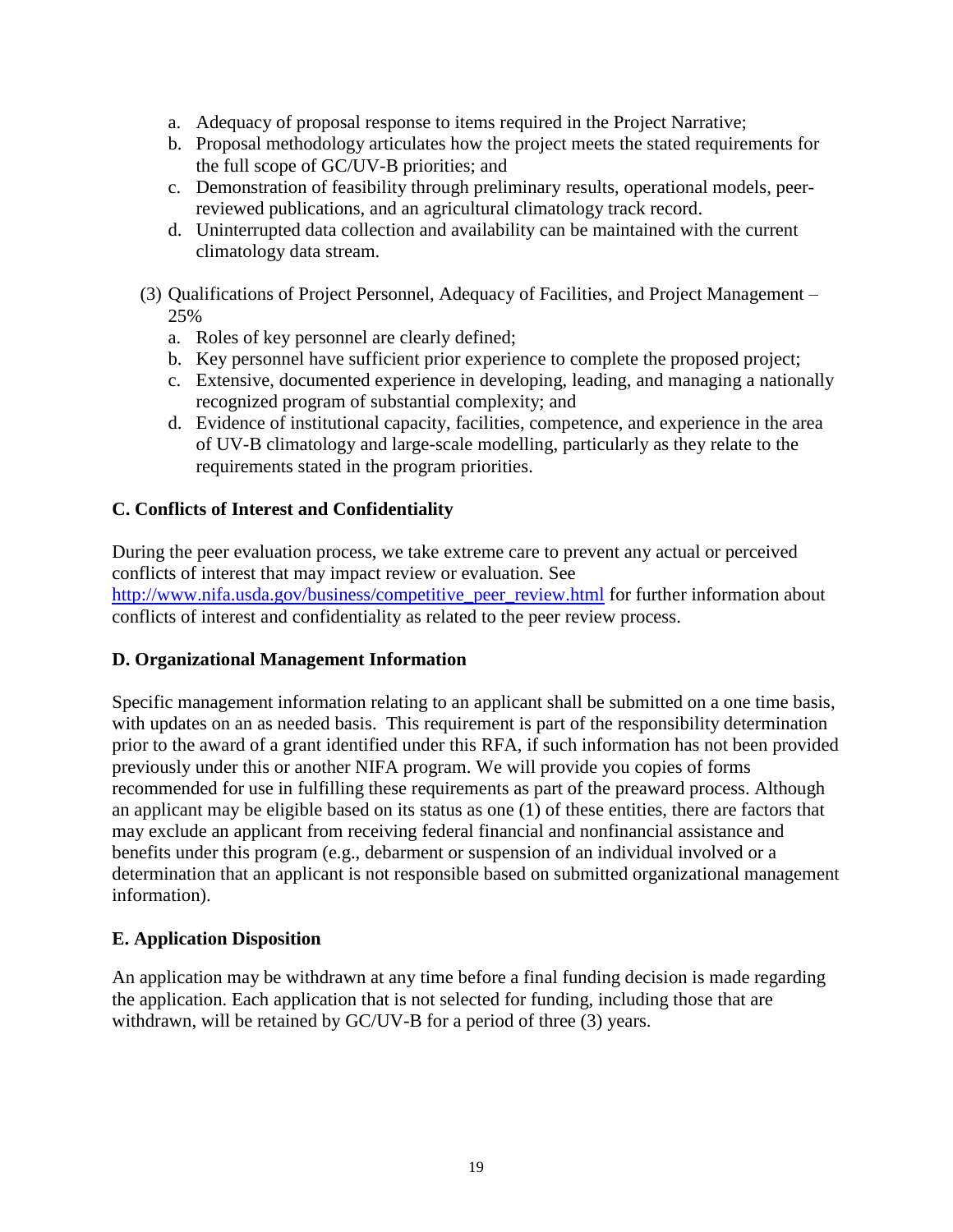a. Adequacy of proposal response to items required in the Project Narrative;
b. Proposal methodology articulates how the project meets the stated requirements for the full scope of GC/UV-B priorities; and
c. Demonstration of feasibility through preliminary results, operational models, peer-reviewed publications, and an agricultural climatology track record.
d. Uninterrupted data collection and availability can be maintained with the current climatology data stream.

(3) Qualifications of Project Personnel, Adequacy of Facilities, and Project Management – 25%

a. Roles of key personnel are clearly defined;
b. Key personnel have sufficient prior experience to complete the proposed project;
c. Extensive, documented experience in developing, leading, and managing a nationally recognized program of substantial complexity; and
d. Evidence of institutional capacity, facilities, competence, and experience in the area of UV-B climatology and large-scale modelling, particularly as they relate to the requirements stated in the program priorities.

**C. Conflicts of Interest and Confidentiality**

During the peer evaluation process, we take extreme care to prevent any actual or perceived conflicts of interest that may impact review or evaluation. See [http://www.nifa.usda.gov/business/competitive_peer_review.html](http://www.nifa.usda.gov/business/competitive_peer_review.html) for further information about conflicts of interest and confidentiality as related to the peer review process.

**D. Organizational Management Information**

Specific management information relating to an applicant shall be submitted on a one time basis, with updates on an as needed basis. This requirement is part of the responsibility determination prior to the award of a grant identified under this RFA, if such information has not been provided previously under this or another NIFA program. We will provide you copies of forms recommended for use in fulfilling these requirements as part of the preaward process. Although an applicant may be eligible based on its status as one (1) of these entities, there are factors that may exclude an applicant from receiving federal financial and nonfinancial assistance and benefits under this program (e.g., debarment or suspension of an individual involved or a determination that an applicant is not responsible based on submitted organizational management information).

**E. Application Disposition**

An application may be withdrawn at any time before a final funding decision is made regarding the application. Each application that is not selected for funding, including those that are withdrawn, will be retained by GC/UV-B for a period of three (3) years.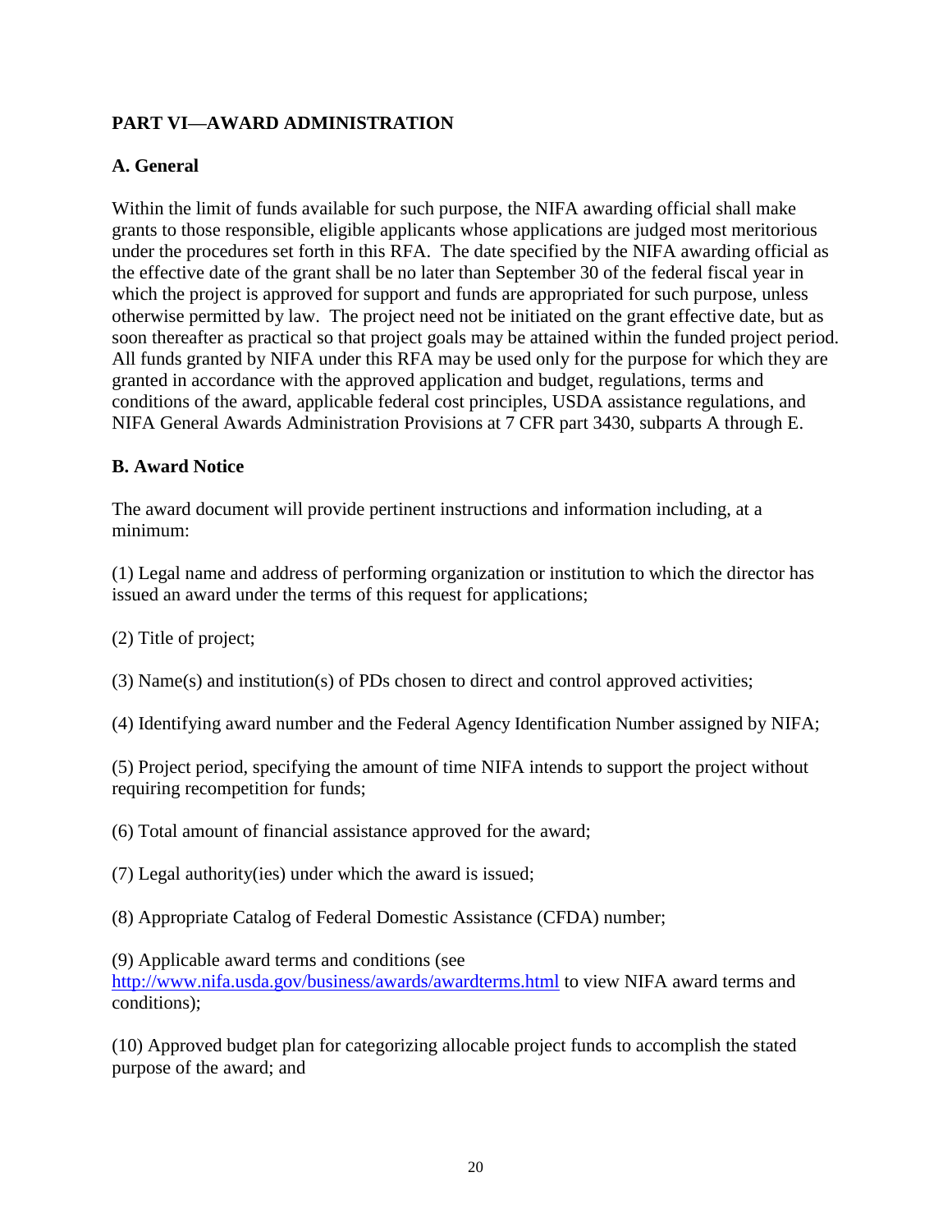## PART VI—AWARD ADMINISTRATION

### A. General

Within the limit of funds available for such purpose, the NIFA awarding official shall make grants to those responsible, eligible applicants whose applications are judged most meritorious under the procedures set forth in this RFA. The date specified by the NIFA awarding official as the effective date of the grant shall be no later than September 30 of the federal fiscal year in which the project is approved for support and funds are appropriated for such purpose, unless otherwise permitted by law. The project need not be initiated on the grant effective date, but as soon thereafter as practical so that project goals may be attained within the funded project period. All funds granted by NIFA under this RFA may be used only for the purpose for which they are granted in accordance with the approved application and budget, regulations, terms and conditions of the award, applicable federal cost principles, USDA assistance regulations, and NIFA General Awards Administration Provisions at 7 CFR part 3430, subparts A through E.

### B. Award Notice

The award document will provide pertinent instructions and information including, at a minimum:

(1) Legal name and address of performing organization or institution to which the director has issued an award under the terms of this request for applications;

(2) Title of project;

(3) Name(s) and institution(s) of PDs chosen to direct and control approved activities;

(4) Identifying award number and the Federal Agency Identification Number assigned by NIFA;

(5) Project period, specifying the amount of time NIFA intends to support the project without requiring recompetition for funds;

(6) Total amount of financial assistance approved for the award;

(7) Legal authority(ies) under which the award is issued;

(8) Appropriate Catalog of Federal Domestic Assistance (CFDA) number;

(9) Applicable award terms and conditions (see http://www.nifa.usda.gov/business/awards/awardterms.html to view NIFA award terms and conditions);

(10) Approved budget plan for categorizing allocable project funds to accomplish the stated purpose of the award; and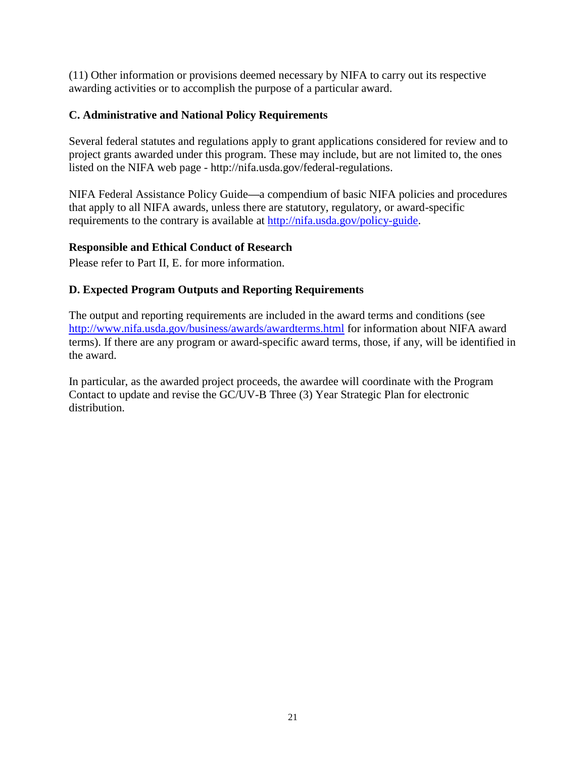(11) Other information or provisions deemed necessary by NIFA to carry out its respective awarding activities or to accomplish the purpose of a particular award.

### C. Administrative and National Policy Requirements

Several federal statutes and regulations apply to grant applications considered for review and to project grants awarded under this program. These may include, but are not limited to, the ones listed on the NIFA web page - http://nifa.usda.gov/federal-regulations.

NIFA Federal Assistance Policy Guide—a compendium of basic NIFA policies and procedures that apply to all NIFA awards, unless there are statutory, regulatory, or award-specific requirements to the contrary is available at [http://nifa.usda.gov/policy-guide](http://nifa.usda.gov/policy-guide).

#### Responsible and Ethical Conduct of Research

Please refer to Part II, E. for more information.

### D. Expected Program Outputs and Reporting Requirements

The output and reporting requirements are included in the award terms and conditions (see [http://www.nifa.usda.gov/business/awards/awardterms.html](http://www.nifa.usda.gov/business/awards/awardterms.html) for information about NIFA award terms). If there are any program or award-specific award terms, those, if any, will be identified in the award.

In particular, as the awarded project proceeds, the awardee will coordinate with the Program Contact to update and revise the GC/UV-B Three (3) Year Strategic Plan for electronic distribution.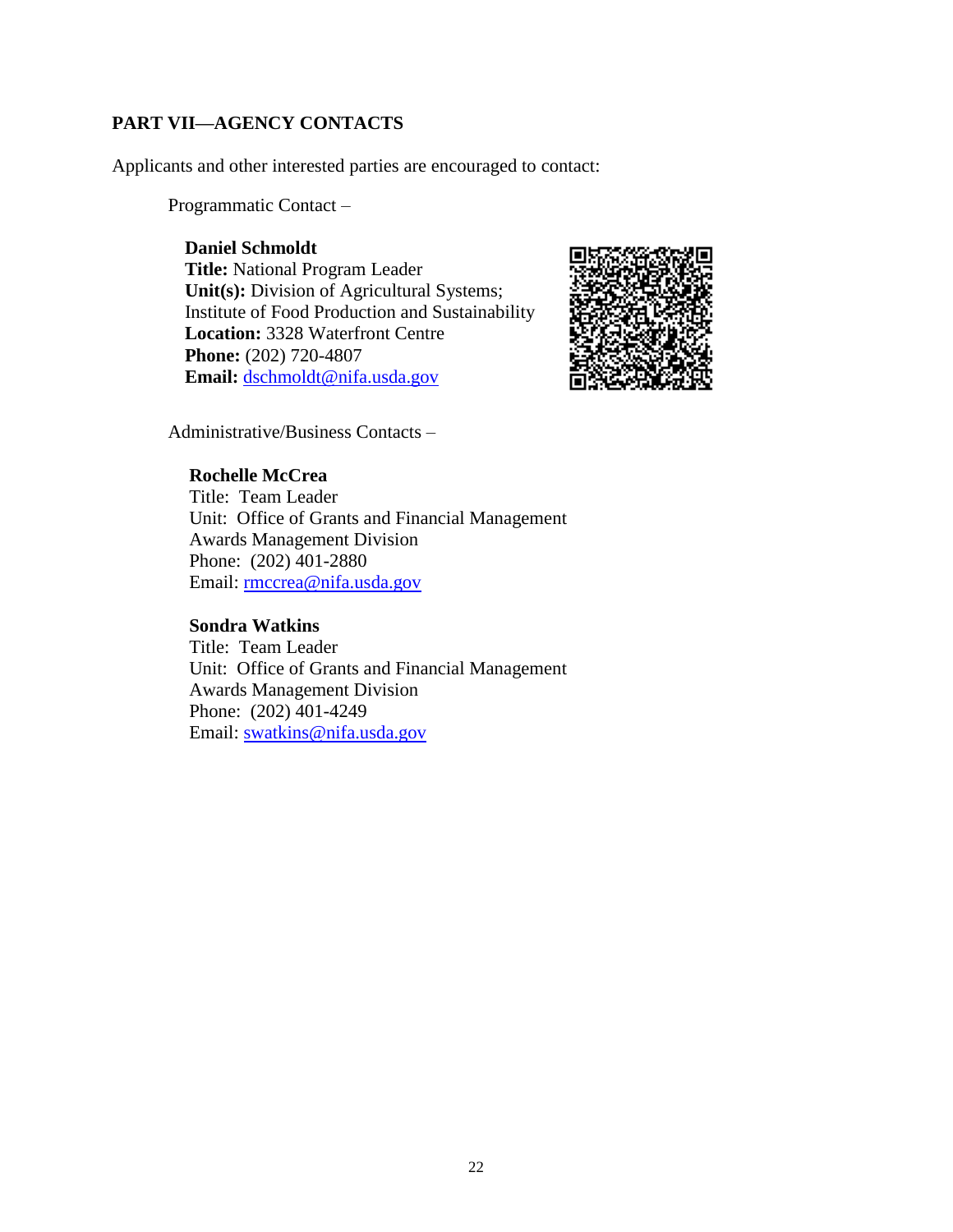## PART VII—AGENCY CONTACTS

Applicants and other interested parties are encouraged to contact:

Programmatic Contact –

**Daniel Schmoldt**
**Title:** National Program Leader
**Unit(s):** Division of Agricultural Systems; Institute of Food Production and Sustainability
**Location:** 3328 Waterfront Centre
**Phone:** (202) 720-4807
**Email:** dschmoldt@nifa.usda.gov

Administrative/Business Contacts –

**Rochelle McCrea**
Title: Team Leader
Unit: Office of Grants and Financial Management
Awards Management Division
Phone: (202) 401-2880
Email: rmccrea@nifa.usda.gov

**Sondra Watkins**
Title: Team Leader
Unit: Office of Grants and Financial Management
Awards Management Division
Phone: (202) 401-4249
Email: swatkins@nifa.usda.gov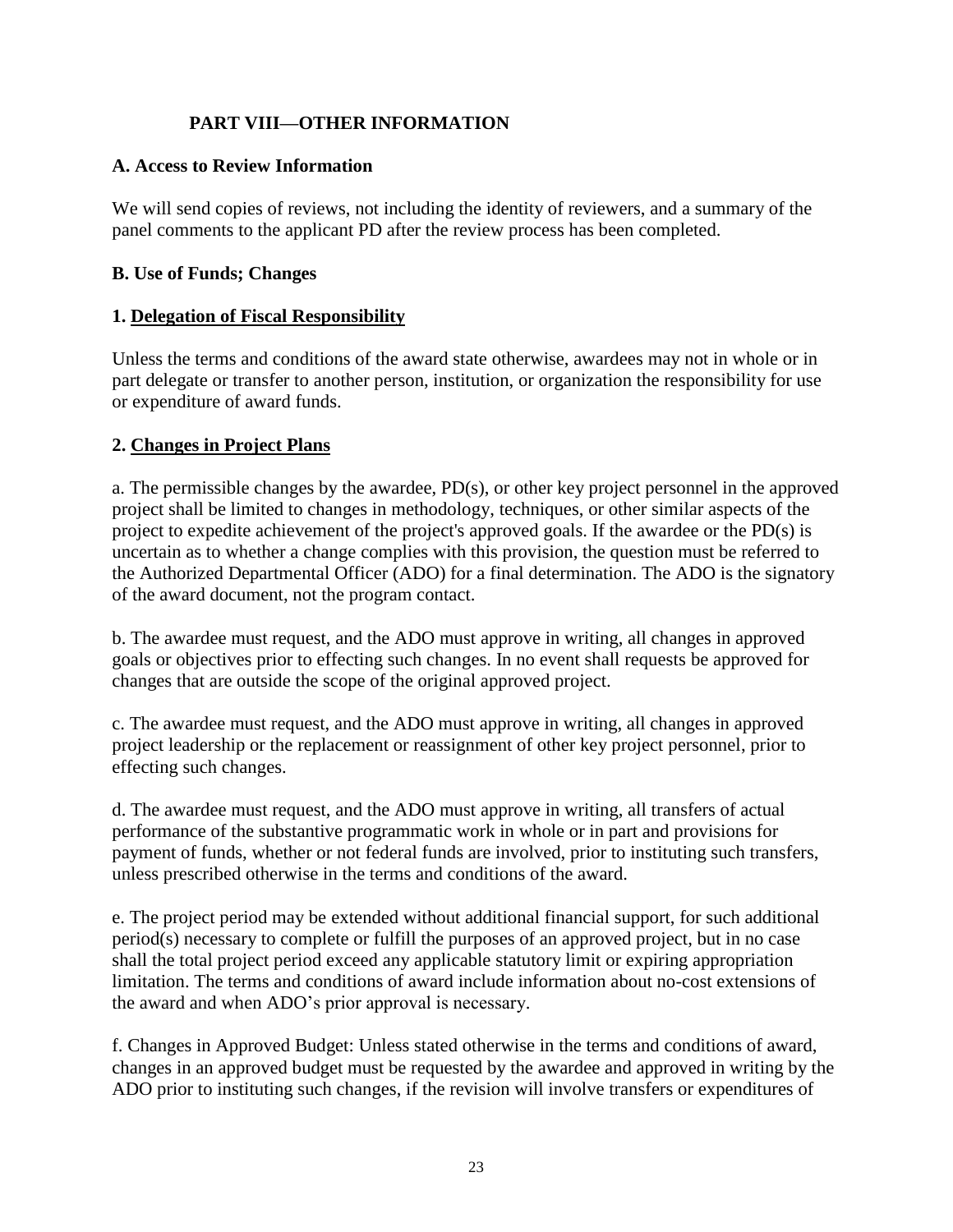## PART VIII—OTHER INFORMATION

### A. Access to Review Information

We will send copies of reviews, not including the identity of reviewers, and a summary of the panel comments to the applicant PD after the review process has been completed.

### B. Use of Funds; Changes

#### 1. Delegation of Fiscal Responsibility

Unless the terms and conditions of the award state otherwise, awardees may not in whole or in part delegate or transfer to another person, institution, or organization the responsibility for use or expenditure of award funds.

#### 2. Changes in Project Plans

a. The permissible changes by the awardee, PD(s), or other key project personnel in the approved project shall be limited to changes in methodology, techniques, or other similar aspects of the project to expedite achievement of the project's approved goals. If the awardee or the PD(s) is uncertain as to whether a change complies with this provision, the question must be referred to the Authorized Departmental Officer (ADO) for a final determination. The ADO is the signatory of the award document, not the program contact.

b. The awardee must request, and the ADO must approve in writing, all changes in approved goals or objectives prior to effecting such changes. In no event shall requests be approved for changes that are outside the scope of the original approved project.

c. The awardee must request, and the ADO must approve in writing, all changes in approved project leadership or the replacement or reassignment of other key project personnel, prior to effecting such changes.

d. The awardee must request, and the ADO must approve in writing, all transfers of actual performance of the substantive programmatic work in whole or in part and provisions for payment of funds, whether or not federal funds are involved, prior to instituting such transfers, unless prescribed otherwise in the terms and conditions of the award.

e. The project period may be extended without additional financial support, for such additional period(s) necessary to complete or fulfill the purposes of an approved project, but in no case shall the total project period exceed any applicable statutory limit or expiring appropriation limitation. The terms and conditions of award include information about no-cost extensions of the award and when ADO's prior approval is necessary.

f. Changes in Approved Budget: Unless stated otherwise in the terms and conditions of award, changes in an approved budget must be requested by the awardee and approved in writing by the ADO prior to instituting such changes, if the revision will involve transfers or expenditures of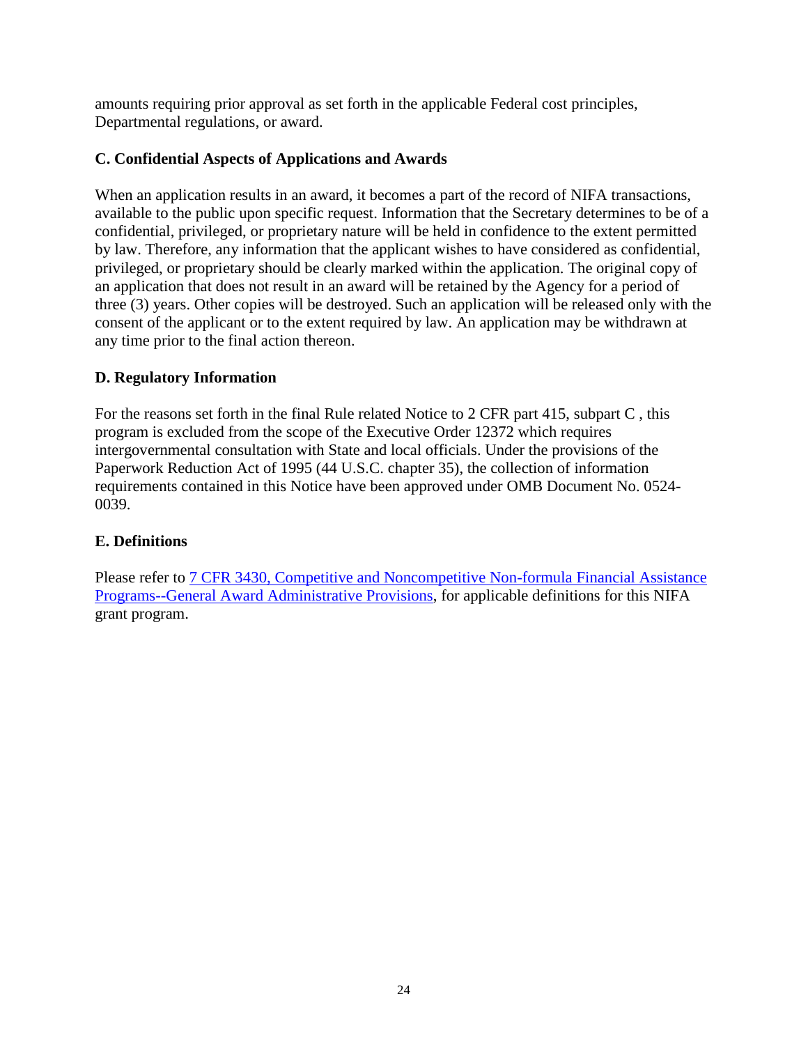amounts requiring prior approval as set forth in the applicable Federal cost principles, Departmental regulations, or award.

### C. Confidential Aspects of Applications and Awards

When an application results in an award, it becomes a part of the record of NIFA transactions, available to the public upon specific request. Information that the Secretary determines to be of a confidential, privileged, or proprietary nature will be held in confidence to the extent permitted by law. Therefore, any information that the applicant wishes to have considered as confidential, privileged, or proprietary should be clearly marked within the application. The original copy of an application that does not result in an award will be retained by the Agency for a period of three (3) years. Other copies will be destroyed. Such an application will be released only with the consent of the applicant or to the extent required by law. An application may be withdrawn at any time prior to the final action thereon.

### D. Regulatory Information

For the reasons set forth in the final Rule related Notice to 2 CFR part 415, subpart C , this program is excluded from the scope of the Executive Order 12372 which requires intergovernmental consultation with State and local officials. Under the provisions of the Paperwork Reduction Act of 1995 (44 U.S.C. chapter 35), the collection of information requirements contained in this Notice have been approved under OMB Document No. 0524-0039.

### E. Definitions

Please refer to 7 CFR 3430, Competitive and Noncompetitive Non-formula Financial Assistance Programs--General Award Administrative Provisions, for applicable definitions for this NIFA grant program.